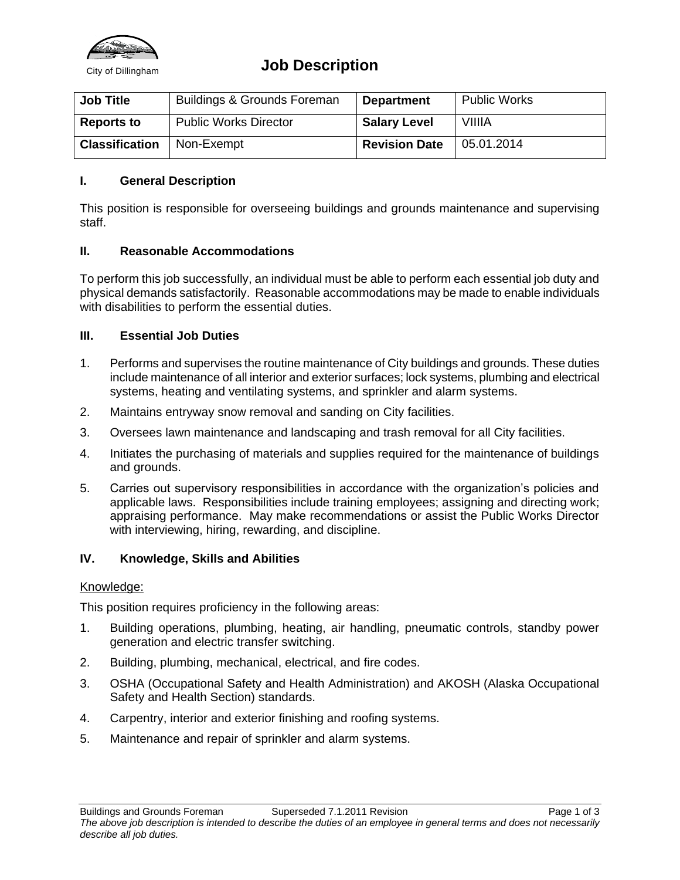City of Dillingham

# Job Description

| Job Title | Buildings & Grounds Foreman | Department | Public Works |
|---|---|---|---|
| Reports to | Public Works Director | Salary Level | VIIIIA |
| Classification | Non-Exempt | Revision Date | 05.01.2014 |

## I. General Description

This position is responsible for overseeing buildings and grounds maintenance and supervising staff.

## II. Reasonable Accommodations

To perform this job successfully, an individual must be able to perform each essential job duty and physical demands satisfactorily. Reasonable accommodations may be made to enable individuals with disabilities to perform the essential duties.

## III. Essential Job Duties

1. Performs and supervises the routine maintenance of City buildings and grounds. These duties include maintenance of all interior and exterior surfaces; lock systems, plumbing and electrical systems, heating and ventilating systems, and sprinkler and alarm systems.
2. Maintains entryway snow removal and sanding on City facilities.
3. Oversees lawn maintenance and landscaping and trash removal for all City facilities.
4. Initiates the purchasing of materials and supplies required for the maintenance of buildings and grounds.
5. Carries out supervisory responsibilities in accordance with the organization's policies and applicable laws. Responsibilities include training employees; assigning and directing work; appraising performance. May make recommendations or assist the Public Works Director with interviewing, hiring, rewarding, and discipline.

## IV. Knowledge, Skills and Abilities

Knowledge:

This position requires proficiency in the following areas:

1. Building operations, plumbing, heating, air handling, pneumatic controls, standby power generation and electric transfer switching.
2. Building, plumbing, mechanical, electrical, and fire codes.
3. OSHA (Occupational Safety and Health Administration) and AKOSH (Alaska Occupational Safety and Health Section) standards.
4. Carpentry, interior and exterior finishing and roofing systems.
5. Maintenance and repair of sprinkler and alarm systems.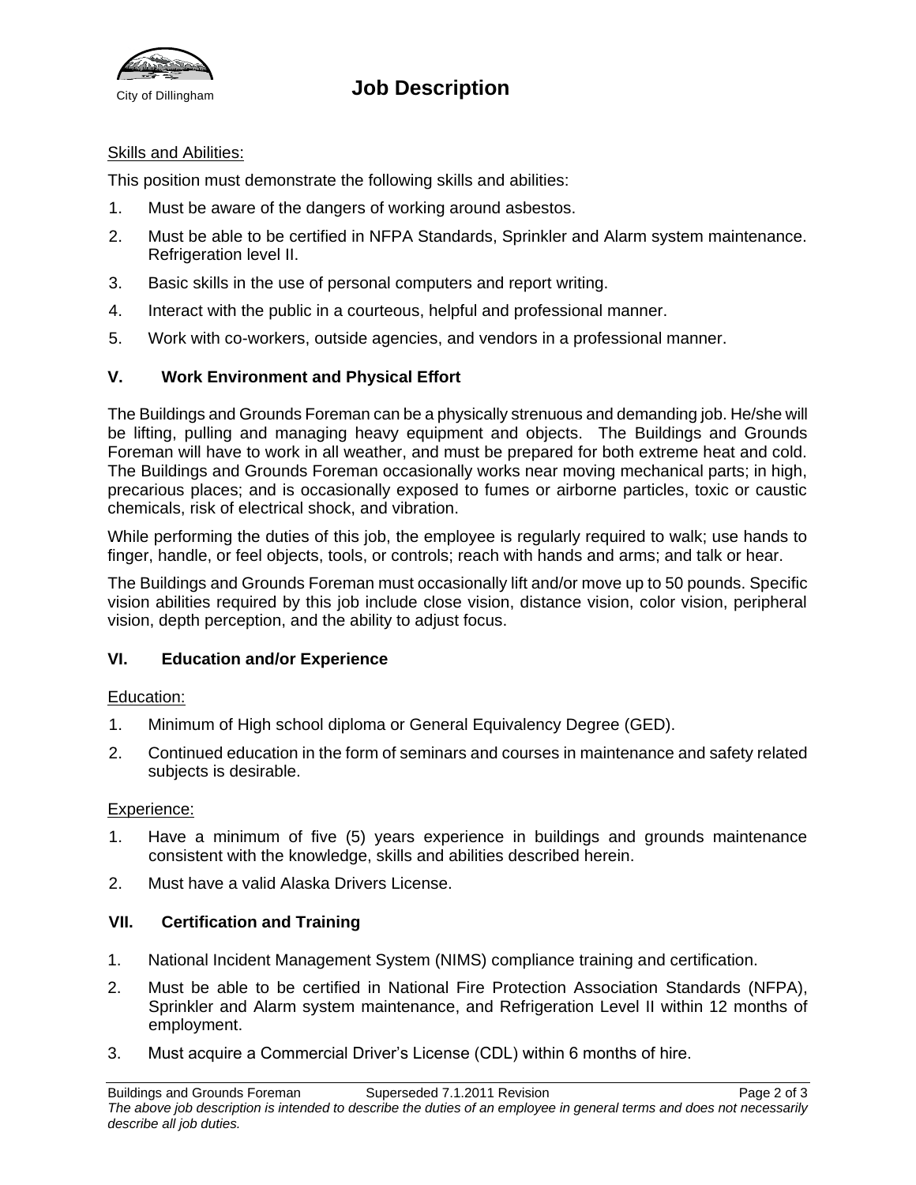Skills and Abilities:

This position must demonstrate the following skills and abilities:

1. Must be aware of the dangers of working around asbestos.
2. Must be able to be certified in NFPA Standards, Sprinkler and Alarm system maintenance. Refrigeration level II.
3. Basic skills in the use of personal computers and report writing.
4. Interact with the public in a courteous, helpful and professional manner.
5. Work with co-workers, outside agencies, and vendors in a professional manner.

## V. Work Environment and Physical Effort

The Buildings and Grounds Foreman can be a physically strenuous and demanding job. He/she will be lifting, pulling and managing heavy equipment and objects. The Buildings and Grounds Foreman will have to work in all weather, and must be prepared for both extreme heat and cold. The Buildings and Grounds Foreman occasionally works near moving mechanical parts; in high, precarious places; and is occasionally exposed to fumes or airborne particles, toxic or caustic chemicals, risk of electrical shock, and vibration.

While performing the duties of this job, the employee is regularly required to walk; use hands to finger, handle, or feel objects, tools, or controls; reach with hands and arms; and talk or hear.

The Buildings and Grounds Foreman must occasionally lift and/or move up to 50 pounds. Specific vision abilities required by this job include close vision, distance vision, color vision, peripheral vision, depth perception, and the ability to adjust focus.

## VI. Education and/or Experience

Education:

1. Minimum of High school diploma or General Equivalency Degree (GED).
2. Continued education in the form of seminars and courses in maintenance and safety related subjects is desirable.

Experience:

1. Have a minimum of five (5) years experience in buildings and grounds maintenance consistent with the knowledge, skills and abilities described herein.
2. Must have a valid Alaska Drivers License.

## VII. Certification and Training

1. National Incident Management System (NIMS) compliance training and certification.
2. Must be able to be certified in National Fire Protection Association Standards (NFPA), Sprinkler and Alarm system maintenance, and Refrigeration Level II within 12 months of employment.
3. Must acquire a Commercial Driver's License (CDL) within 6 months of hire.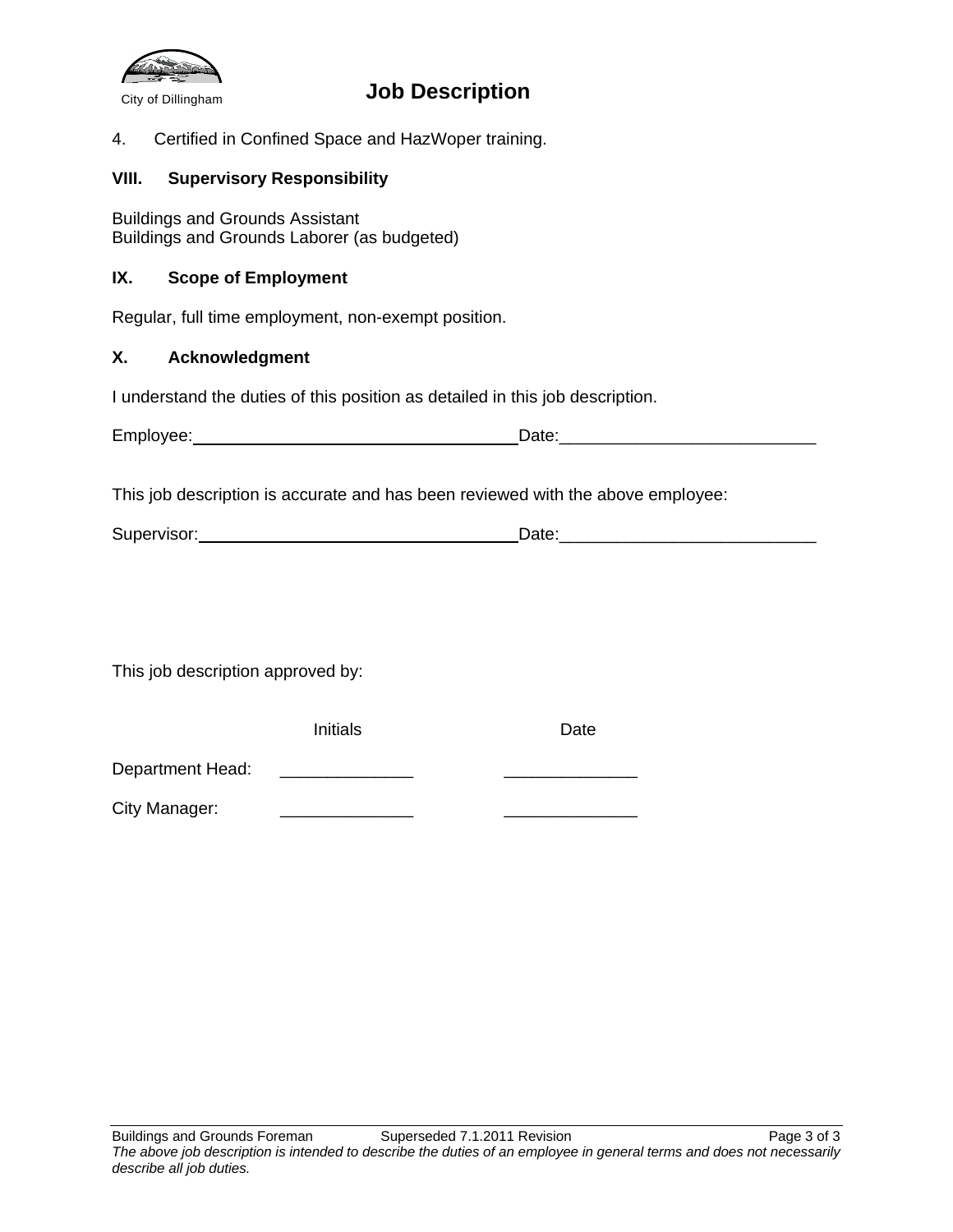4. Certified in Confined Space and HazWoper training.

### VIII. Supervisory Responsibility

Buildings and Grounds Assistant
Buildings and Grounds Laborer (as budgeted)

### IX. Scope of Employment

Regular, full time employment, non-exempt position.

### X. Acknowledgment

I understand the duties of this position as detailed in this job description.

Employee:___________________________________Date:___________________________

This job description is accurate and has been reviewed with the above employee:

Supervisor:__________________________________Date:___________________________

This job description approved by:

| | Initials | Date |
|---|---|---|
| Department Head: | ______________ | ______________ |
| City Manager: | ______________ | ______________ |

*The above job description is intended to describe the duties of an employee in general terms and does not necessarily describe all job duties.*